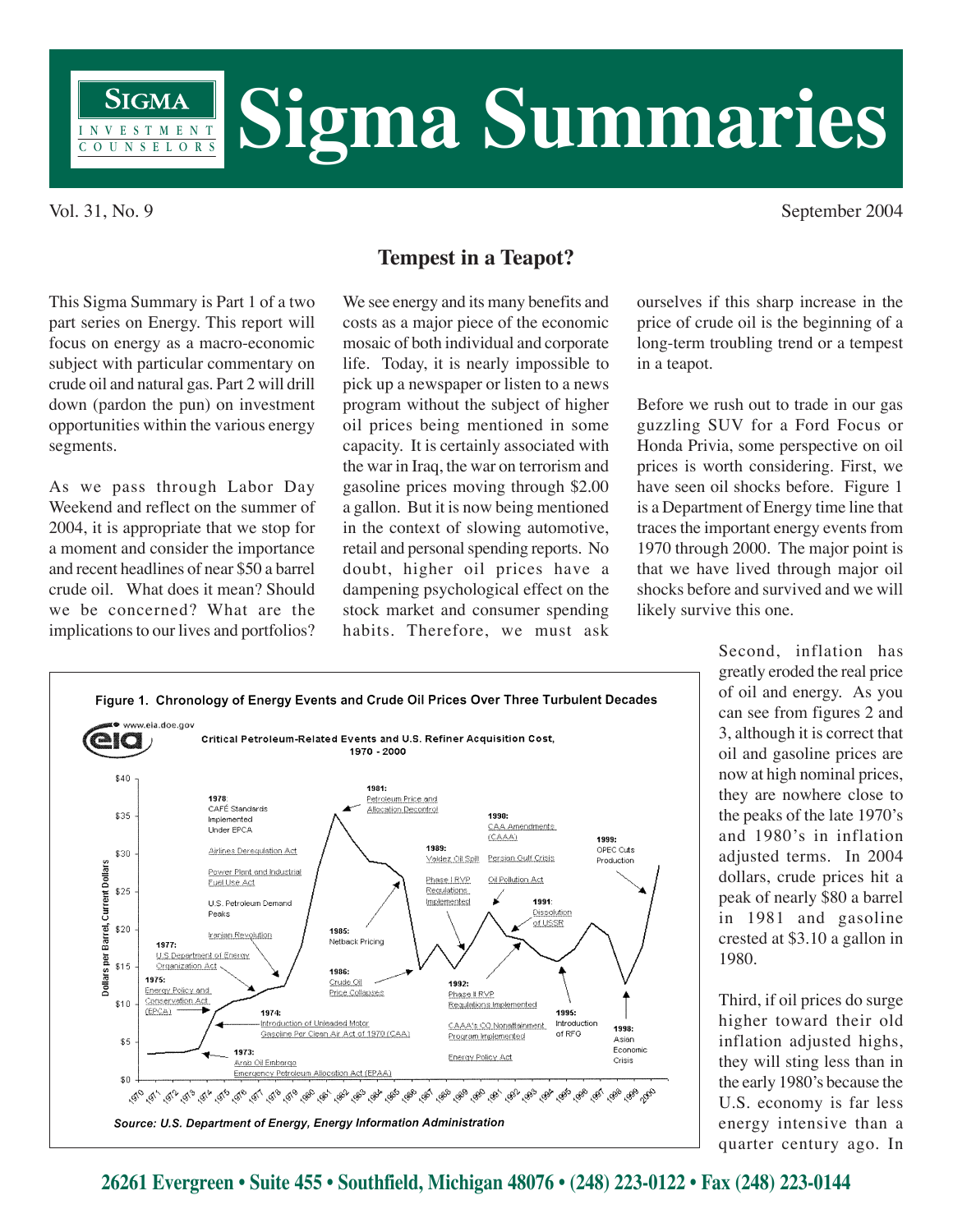# Sigma Summaries

SIGMA INVESTMENT COUNSELORS

Vol. 31, No. 9 September 2004

## Tempest in a Teapot?

This Sigma Summary is Part 1 of a two part series on Energy. This report will focus on energy as a macro-economic subject with particular commentary on crude oil and natural gas. Part 2 will drill down (pardon the pun) on investment opportunities within the various energy segments.

As we pass through Labor Day Weekend and reflect on the summer of 2004, it is appropriate that we stop for a moment and consider the importance and recent headlines of near $50 a barrel crude oil. What does it mean? Should we be concerned? What are the implications to our lives and portfolios?

We see energy and its many benefits and costs as a major piece of the economic mosaic of both individual and corporate life. Today, it is nearly impossible to pick up a newspaper or listen to a news program without the subject of higher oil prices being mentioned in some capacity. It is certainly associated with the war in Iraq, the war on terrorism and gasoline prices moving through $2.00 a gallon. But it is now being mentioned in the context of slowing automotive, retail and personal spending reports. No doubt, higher oil prices have a dampening psychological effect on the stock market and consumer spending habits. Therefore, we must ask ourselves if this sharp increase in the price of crude oil is the beginning of a long-term troubling trend or a tempest in a teapot.

Before we rush out to trade in our gas guzzling SUV for a Ford Focus or Honda Privia, some perspective on oil prices is worth considering. First, we have seen oil shocks before. Figure 1 is a Department of Energy time line that traces the important energy events from 1970 through 2000. The major point is that we have lived through major oil shocks before and survived and we will likely survive this one.

**Figure 1. Chronology of Energy Events and Crude Oil Prices Over Three Turbulent Decades**

*Source: U.S. Department of Energy, Energy Information Administration*

Second, inflation has greatly eroded the real price of oil and energy. As you can see from figures 2 and 3, although it is correct that oil and gasoline prices are now at high nominal prices, they are nowhere close to the peaks of the late 1970's and 1980's in inflation adjusted terms. In 2004 dollars, crude prices hit a peak of nearly $80 a barrel in 1981 and gasoline crested at $3.10 a gallon in 1980.

Third, if oil prices do surge higher toward their old inflation adjusted highs, they will sting less than in the early 1980's because the U.S. economy is far less energy intensive than a quarter century ago. In

26261 Evergreen • Suite 455 • Southfield, Michigan 48076 • (248) 223-0122 • Fax (248) 223-0144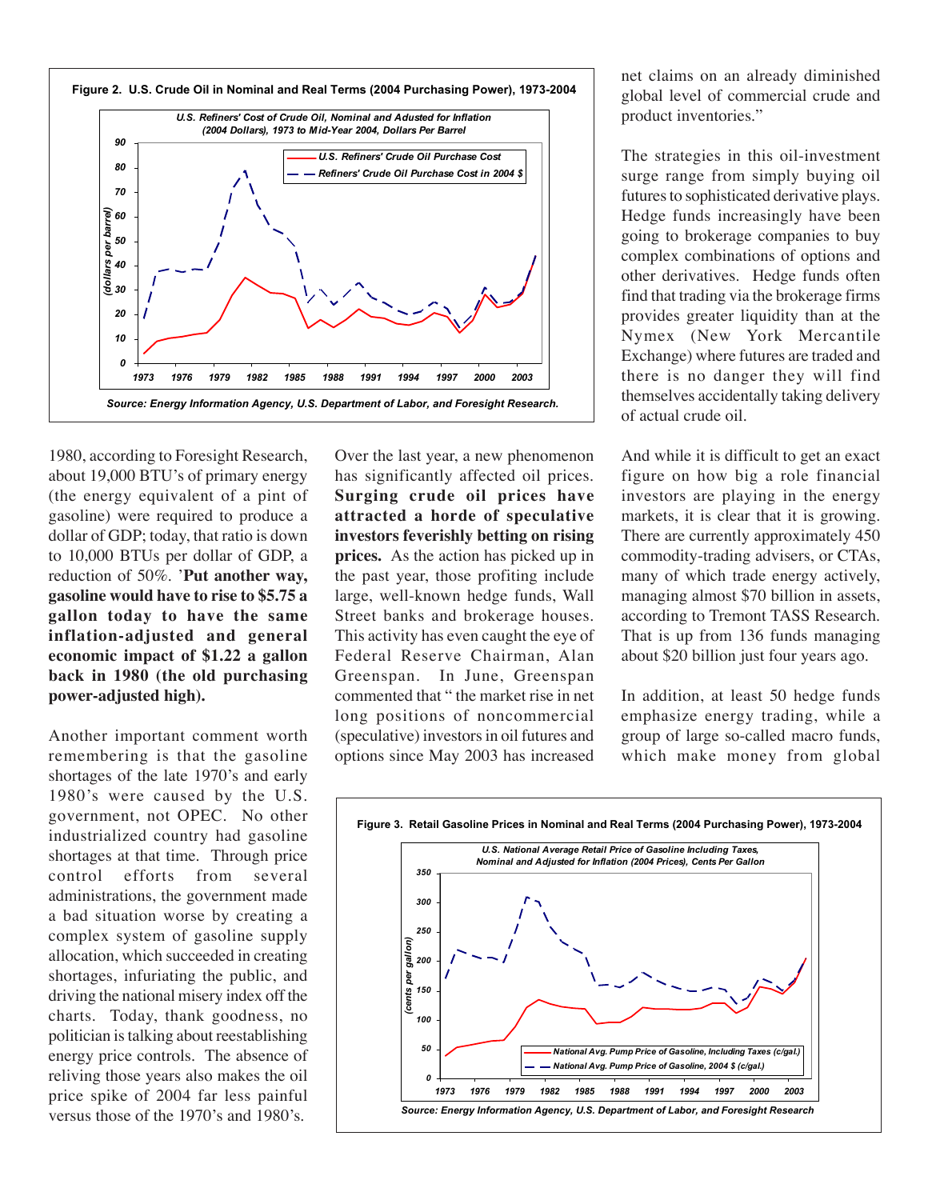**Figure 2. U.S. Crude Oil in Nominal and Real Terms (2004 Purchasing Power), 1973-2004**

*U.S. Refiners' Cost of Crude Oil, Nominal and Adusted for Inflation (2004 Dollars), 1973 to Mid-Year 2004, Dollars Per Barrel*

*Source: Energy Information Agency, U.S. Department of Labor, and Foresight Research.*

1980, according to Foresight Research, about 19,000 BTU's of primary energy (the energy equivalent of a pint of gasoline) were required to produce a dollar of GDP; today, that ratio is down to 10,000 BTUs per dollar of GDP, a reduction of 50%. '**Put another way, gasoline would have to rise to $5.75 a gallon today to have the same inflation-adjusted and general economic impact of $1.22 a gallon back in 1980 (the old purchasing power-adjusted high).**

Another important comment worth remembering is that the gasoline shortages of the late 1970's and early 1980's were caused by the U.S. government, not OPEC. No other industrialized country had gasoline shortages at that time. Through price control efforts from several administrations, the government made a bad situation worse by creating a complex system of gasoline supply allocation, which succeeded in creating shortages, infuriating the public, and driving the national misery index off the charts. Today, thank goodness, no politician is talking about reestablishing energy price controls. The absence of reliving those years also makes the oil price spike of 2004 far less painful versus those of the 1970's and 1980's.

Over the last year, a new phenomenon has significantly affected oil prices. **Surging crude oil prices have attracted a horde of speculative investors feverishly betting on rising prices.** As the action has picked up in the past year, those profiting include large, well-known hedge funds, Wall Street banks and brokerage houses. This activity has even caught the eye of Federal Reserve Chairman, Alan Greenspan. In June, Greenspan commented that " the market rise in net long positions of noncommercial (speculative) investors in oil futures and options since May 2003 has increased net claims on an already diminished global level of commercial crude and product inventories."

The strategies in this oil-investment surge range from simply buying oil futures to sophisticated derivative plays. Hedge funds increasingly have been going to brokerage companies to buy complex combinations of options and other derivatives. Hedge funds often find that trading via the brokerage firms provides greater liquidity than at the Nymex (New York Mercantile Exchange) where futures are traded and there is no danger they will find themselves accidentally taking delivery of actual crude oil.

And while it is difficult to get an exact figure on how big a role financial investors are playing in the energy markets, it is clear that it is growing. There are currently approximately 450 commodity-trading advisers, or CTAs, many of which trade energy actively, managing almost $70 billion in assets, according to Tremont TASS Research. That is up from 136 funds managing about $20 billion just four years ago.

In addition, at least 50 hedge funds emphasize energy trading, while a group of large so-called macro funds, which make money from global

**Figure 3. Retail Gasoline Prices in Nominal and Real Terms (2004 Purchasing Power), 1973-2004**

*U.S. National Average Retail Price of Gasoline Including Taxes, Nominal and Adjusted for Inflation (2004 Prices), Cents Per Gallon*

*Source: Energy Information Agency, U.S. Department of Labor, and Foresight Research*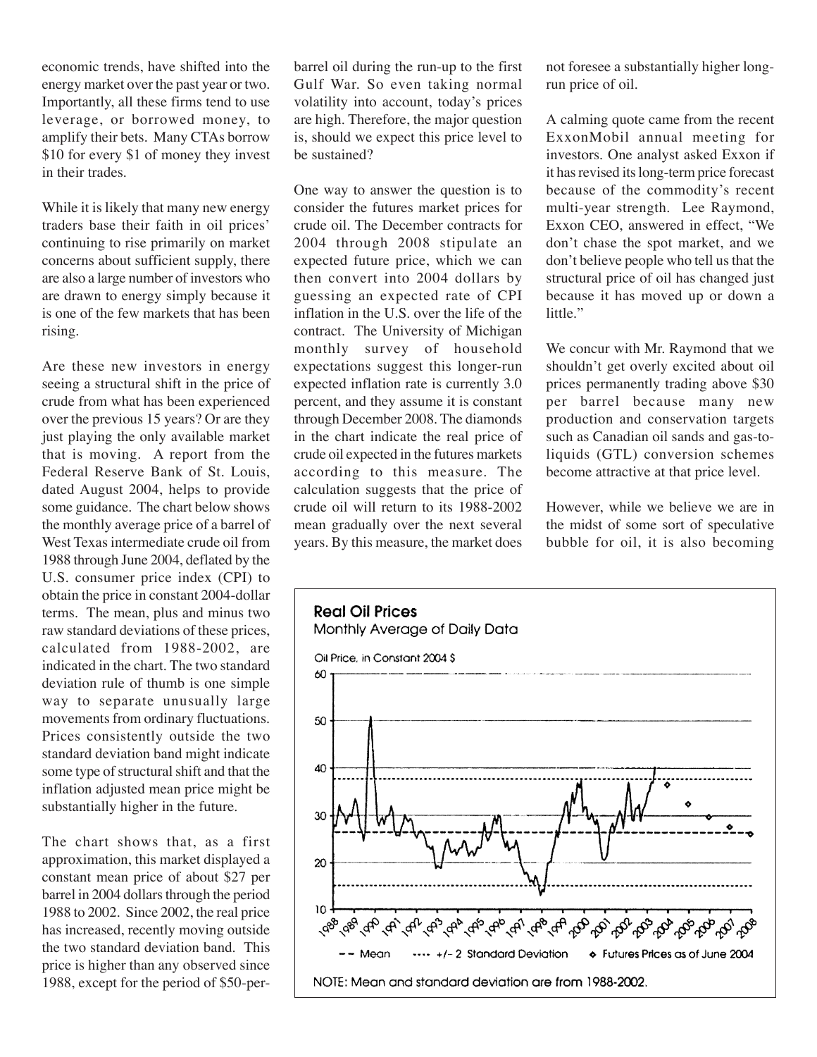economic trends, have shifted into the energy market over the past year or two. Importantly, all these firms tend to use leverage, or borrowed money, to amplify their bets. Many CTAs borrow $10 for every $1 of money they invest in their trades.

While it is likely that many new energy traders base their faith in oil prices' continuing to rise primarily on market concerns about sufficient supply, there are also a large number of investors who are drawn to energy simply because it is one of the few markets that has been rising.

Are these new investors in energy seeing a structural shift in the price of crude from what has been experienced over the previous 15 years? Or are they just playing the only available market that is moving. A report from the Federal Reserve Bank of St. Louis, dated August 2004, helps to provide some guidance. The chart below shows the monthly average price of a barrel of West Texas intermediate crude oil from 1988 through June 2004, deflated by the U.S. consumer price index (CPI) to obtain the price in constant 2004-dollar terms. The mean, plus and minus two raw standard deviations of these prices, calculated from 1988-2002, are indicated in the chart. The two standard deviation rule of thumb is one simple way to separate unusually large movements from ordinary fluctuations. Prices consistently outside the two standard deviation band might indicate some type of structural shift and that the inflation adjusted mean price might be substantially higher in the future.

The chart shows that, as a first approximation, this market displayed a constant mean price of about $27 per barrel in 2004 dollars through the period 1988 to 2002. Since 2002, the real price has increased, recently moving outside the two standard deviation band. This price is higher than any observed since 1988, except for the period of $50-per-barrel oil during the run-up to the first Gulf War. So even taking normal volatility into account, today's prices are high. Therefore, the major question is, should we expect this price level to be sustained?

One way to answer the question is to consider the futures market prices for crude oil. The December contracts for 2004 through 2008 stipulate an expected future price, which we can then convert into 2004 dollars by guessing an expected rate of CPI inflation in the U.S. over the life of the contract. The University of Michigan monthly survey of household expectations suggest this longer-run expected inflation rate is currently 3.0 percent, and they assume it is constant through December 2008. The diamonds in the chart indicate the real price of crude oil expected in the futures markets according to this measure. The calculation suggests that the price of crude oil will return to its 1988-2002 mean gradually over the next several years. By this measure, the market does not foresee a substantially higher long-run price of oil.

A calming quote came from the recent ExxonMobil annual meeting for investors. One analyst asked Exxon if it has revised its long-term price forecast because of the commodity's recent multi-year strength. Lee Raymond, Exxon CEO, answered in effect, "We don't chase the spot market, and we don't believe people who tell us that the structural price of oil has changed just because it has moved up or down a little."

We concur with Mr. Raymond that we shouldn't get overly excited about oil prices permanently trading above $30 per barrel because many new production and conservation targets such as Canadian oil sands and gas-to-liquids (GTL) conversion schemes become attractive at that price level.

However, while we believe we are in the midst of some sort of speculative bubble for oil, it is also becoming

**Real Oil Prices**
Monthly Average of Daily Data

Oil Price, in Constant 2004 $

-- Mean ···· +/- 2 Standard Deviation ◇ Futures Prices as of June 2004

NOTE: Mean and standard deviation are from 1988-2002.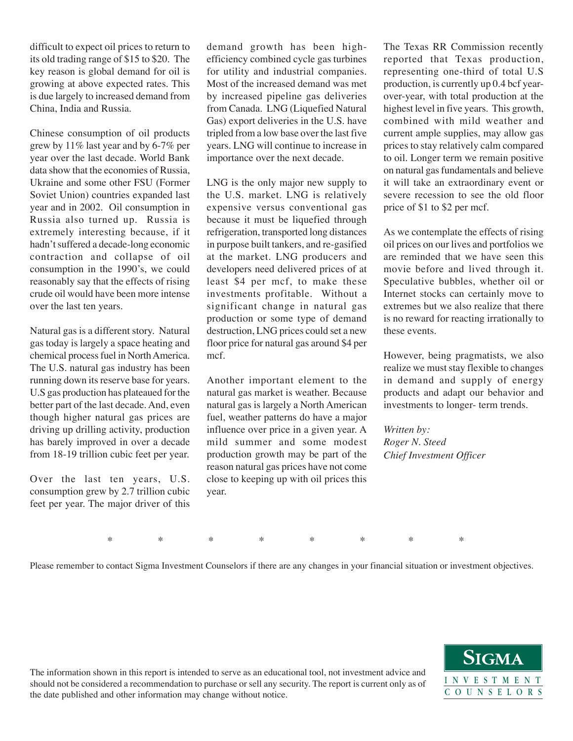difficult to expect oil prices to return to its old trading range of $15 to $20. The key reason is global demand for oil is growing at above expected rates. This is due largely to increased demand from China, India and Russia.

Chinese consumption of oil products grew by 11% last year and by 6-7% per year over the last decade. World Bank data show that the economies of Russia, Ukraine and some other FSU (Former Soviet Union) countries expanded last year and in 2002. Oil consumption in Russia also turned up. Russia is extremely interesting because, if it hadn't suffered a decade-long economic contraction and collapse of oil consumption in the 1990's, we could reasonably say that the effects of rising crude oil would have been more intense over the last ten years.

Natural gas is a different story. Natural gas today is largely a space heating and chemical process fuel in North America. The U.S. natural gas industry has been running down its reserve base for years. U.S gas production has plateaued for the better part of the last decade. And, even though higher natural gas prices are driving up drilling activity, production has barely improved in over a decade from 18-19 trillion cubic feet per year.

Over the last ten years, U.S. consumption grew by 2.7 trillion cubic feet per year. The major driver of this demand growth has been high-efficiency combined cycle gas turbines for utility and industrial companies. Most of the increased demand was met by increased pipeline gas deliveries from Canada. LNG (Liquefied Natural Gas) export deliveries in the U.S. have tripled from a low base over the last five years. LNG will continue to increase in importance over the next decade.

LNG is the only major new supply to the U.S. market. LNG is relatively expensive versus conventional gas because it must be liquefied through refrigeration, transported long distances in purpose built tankers, and re-gasified at the market. LNG producers and developers need delivered prices of at least $4 per mcf, to make these investments profitable. Without a significant change in natural gas production or some type of demand destruction, LNG prices could set a new floor price for natural gas around $4 per mcf.

Another important element to the natural gas market is weather. Because natural gas is largely a North American fuel, weather patterns do have a major influence over price in a given year. A mild summer and some modest production growth may be part of the reason natural gas prices have not come close to keeping up with oil prices this year.

The Texas RR Commission recently reported that Texas production, representing one-third of total U.S production, is currently up 0.4 bcf year-over-year, with total production at the highest level in five years. This growth, combined with mild weather and current ample supplies, may allow gas prices to stay relatively calm compared to oil. Longer term we remain positive on natural gas fundamentals and believe it will take an extraordinary event or severe recession to see the old floor price of $1 to $2 per mcf.

As we contemplate the effects of rising oil prices on our lives and portfolios we are reminded that we have seen this movie before and lived through it. Speculative bubbles, whether oil or Internet stocks can certainly move to extremes but we also realize that there is no reward for reacting irrationally to these events.

However, being pragmatists, we also realize we must stay flexible to changes in demand and supply of energy products and adapt our behavior and investments to longer- term trends.

*Written by:*
*Roger N. Steed*
*Chief Investment Officer*

\* \* \* \* \* \* \* \*

Please remember to contact Sigma Investment Counselors if there are any changes in your financial situation or investment objectives.

The information shown in this report is intended to serve as an educational tool, not investment advice and should not be considered a recommendation to purchase or sell any security. The report is current only as of the date published and other information may change without notice.

SIGMA
INVESTMENT COUNSELORS